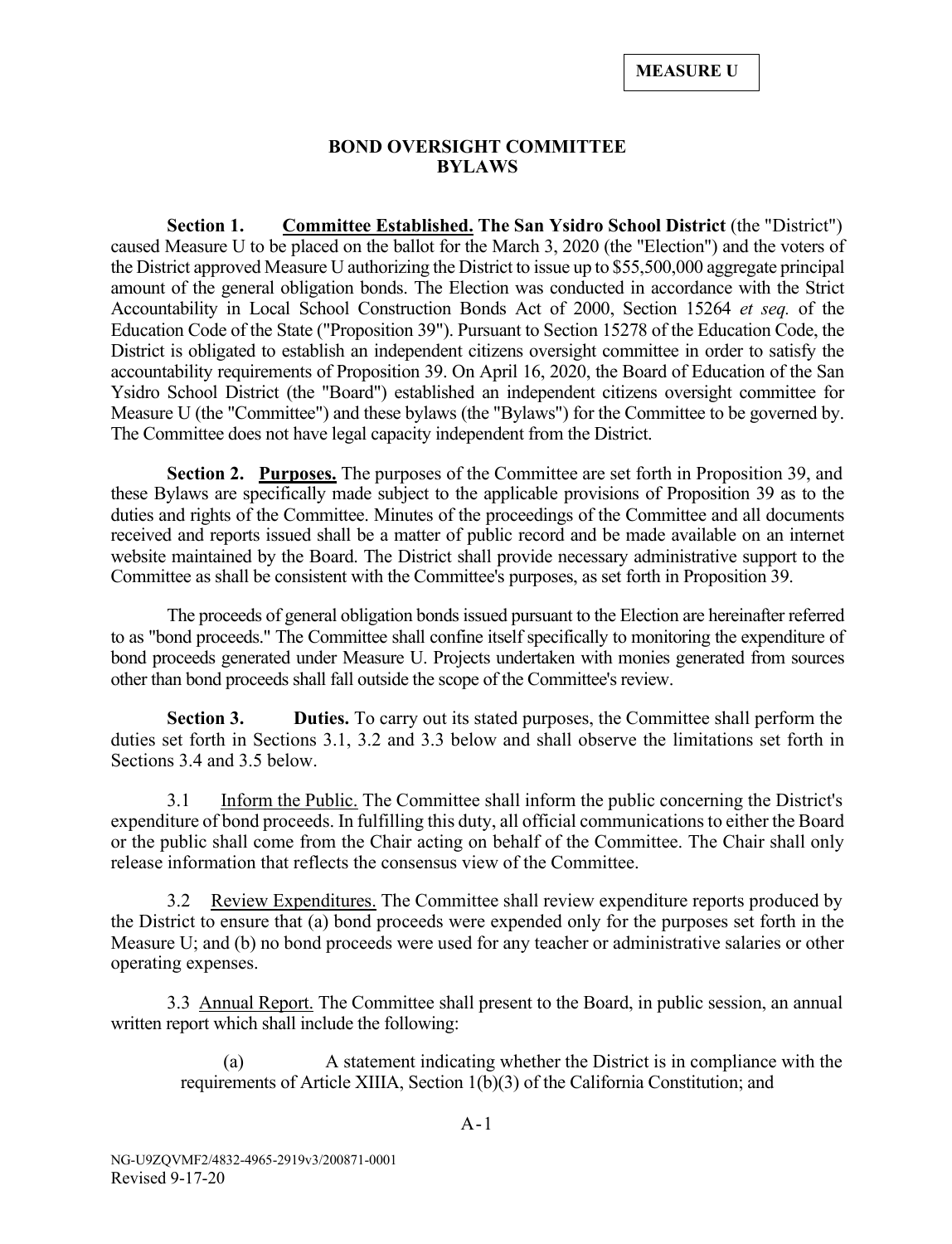**MEASURE U**

# BOND OVERSIGHT COMMITTEE BYLAWS

**Section 1. Committee Established. The San Ysidro School District** (the "District") caused Measure U to be placed on the ballot for the March 3, 2020 (the "Election") and the voters of the District approved Measure U authorizing the District to issue up to $55,500,000 aggregate principal amount of the general obligation bonds. The Election was conducted in accordance with the Strict Accountability in Local School Construction Bonds Act of 2000, Section 15264 *et seq.* of the Education Code of the State ("Proposition 39"). Pursuant to Section 15278 of the Education Code, the District is obligated to establish an independent citizens oversight committee in order to satisfy the accountability requirements of Proposition 39. On April 16, 2020, the Board of Education of the San Ysidro School District (the "Board") established an independent citizens oversight committee for Measure U (the "Committee") and these bylaws (the "Bylaws") for the Committee to be governed by. The Committee does not have legal capacity independent from the District.

**Section 2. Purposes.** The purposes of the Committee are set forth in Proposition 39, and these Bylaws are specifically made subject to the applicable provisions of Proposition 39 as to the duties and rights of the Committee. Minutes of the proceedings of the Committee and all documents received and reports issued shall be a matter of public record and be made available on an internet website maintained by the Board. The District shall provide necessary administrative support to the Committee as shall be consistent with the Committee's purposes, as set forth in Proposition 39.

The proceeds of general obligation bonds issued pursuant to the Election are hereinafter referred to as "bond proceeds." The Committee shall confine itself specifically to monitoring the expenditure of bond proceeds generated under Measure U. Projects undertaken with monies generated from sources other than bond proceeds shall fall outside the scope of the Committee's review.

**Section 3. Duties.** To carry out its stated purposes, the Committee shall perform the duties set forth in Sections 3.1, 3.2 and 3.3 below and shall observe the limitations set forth in Sections 3.4 and 3.5 below.

3.1 Inform the Public. The Committee shall inform the public concerning the District's expenditure of bond proceeds. In fulfilling this duty, all official communications to either the Board or the public shall come from the Chair acting on behalf of the Committee. The Chair shall only release information that reflects the consensus view of the Committee.

3.2 Review Expenditures. The Committee shall review expenditure reports produced by the District to ensure that (a) bond proceeds were expended only for the purposes set forth in the Measure U; and (b) no bond proceeds were used for any teacher or administrative salaries or other operating expenses.

3.3 Annual Report. The Committee shall present to the Board, in public session, an annual written report which shall include the following:

(a) A statement indicating whether the District is in compliance with the requirements of Article XIIIA, Section 1(b)(3) of the California Constitution; and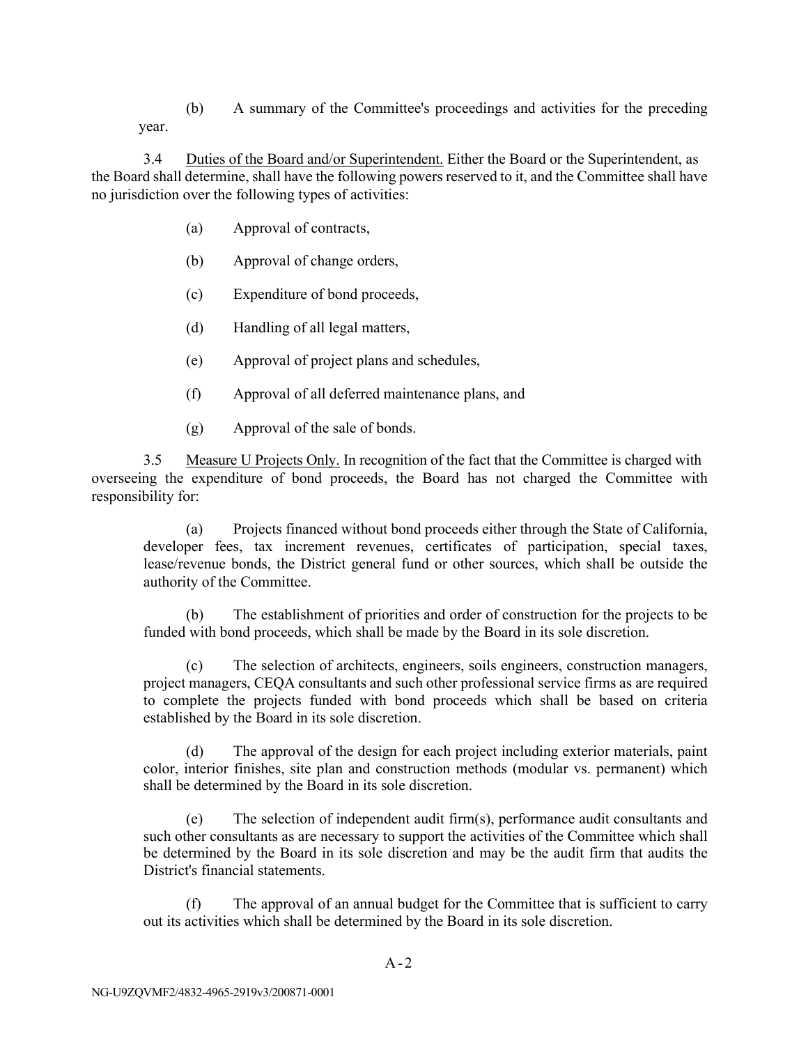(b) A summary of the Committee's proceedings and activities for the preceding year.

3.4 Duties of the Board and/or Superintendent. Either the Board or the Superintendent, as the Board shall determine, shall have the following powers reserved to it, and the Committee shall have no jurisdiction over the following types of activities:

(a) Approval of contracts,

(b) Approval of change orders,

(c) Expenditure of bond proceeds,

(d) Handling of all legal matters,

(e) Approval of project plans and schedules,

(f) Approval of all deferred maintenance plans, and

(g) Approval of the sale of bonds.

3.5 Measure U Projects Only. In recognition of the fact that the Committee is charged with overseeing the expenditure of bond proceeds, the Board has not charged the Committee with responsibility for:

(a) Projects financed without bond proceeds either through the State of California, developer fees, tax increment revenues, certificates of participation, special taxes, lease/revenue bonds, the District general fund or other sources, which shall be outside the authority of the Committee.

(b) The establishment of priorities and order of construction for the projects to be funded with bond proceeds, which shall be made by the Board in its sole discretion.

(c) The selection of architects, engineers, soils engineers, construction managers, project managers, CEQA consultants and such other professional service firms as are required to complete the projects funded with bond proceeds which shall be based on criteria established by the Board in its sole discretion.

(d) The approval of the design for each project including exterior materials, paint color, interior finishes, site plan and construction methods (modular vs. permanent) which shall be determined by the Board in its sole discretion.

(e) The selection of independent audit firm(s), performance audit consultants and such other consultants as are necessary to support the activities of the Committee which shall be determined by the Board in its sole discretion and may be the audit firm that audits the District's financial statements.

(f) The approval of an annual budget for the Committee that is sufficient to carry out its activities which shall be determined by the Board in its sole discretion.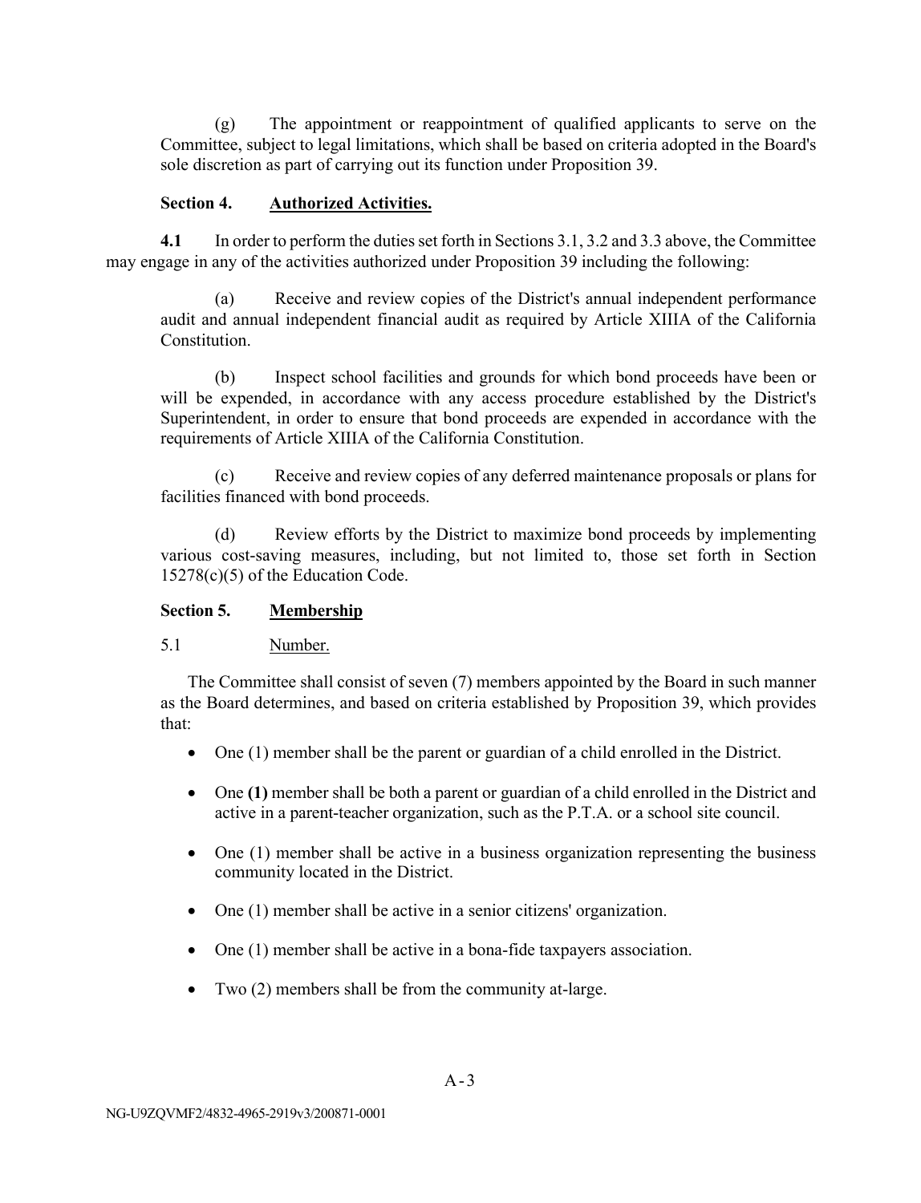(g) The appointment or reappointment of qualified applicants to serve on the Committee, subject to legal limitations, which shall be based on criteria adopted in the Board's sole discretion as part of carrying out its function under Proposition 39.

**Section 4. Authorized Activities.**

**4.1** In order to perform the duties set forth in Sections 3.1, 3.2 and 3.3 above, the Committee may engage in any of the activities authorized under Proposition 39 including the following:

(a) Receive and review copies of the District's annual independent performance audit and annual independent financial audit as required by Article XIIIA of the California Constitution.

(b) Inspect school facilities and grounds for which bond proceeds have been or will be expended, in accordance with any access procedure established by the District's Superintendent, in order to ensure that bond proceeds are expended in accordance with the requirements of Article XIIIA of the California Constitution.

(c) Receive and review copies of any deferred maintenance proposals or plans for facilities financed with bond proceeds.

(d) Review efforts by the District to maximize bond proceeds by implementing various cost-saving measures, including, but not limited to, those set forth in Section 15278(c)(5) of the Education Code.

**Section 5. Membership**

5.1 Number.

The Committee shall consist of seven (7) members appointed by the Board in such manner as the Board determines, and based on criteria established by Proposition 39, which provides that:

- One (1) member shall be the parent or guardian of a child enrolled in the District.
- One **(1)** member shall be both a parent or guardian of a child enrolled in the District and active in a parent-teacher organization, such as the P.T.A. or a school site council.
- One (1) member shall be active in a business organization representing the business community located in the District.
- One (1) member shall be active in a senior citizens' organization.
- One (1) member shall be active in a bona-fide taxpayers association.
- Two (2) members shall be from the community at-large.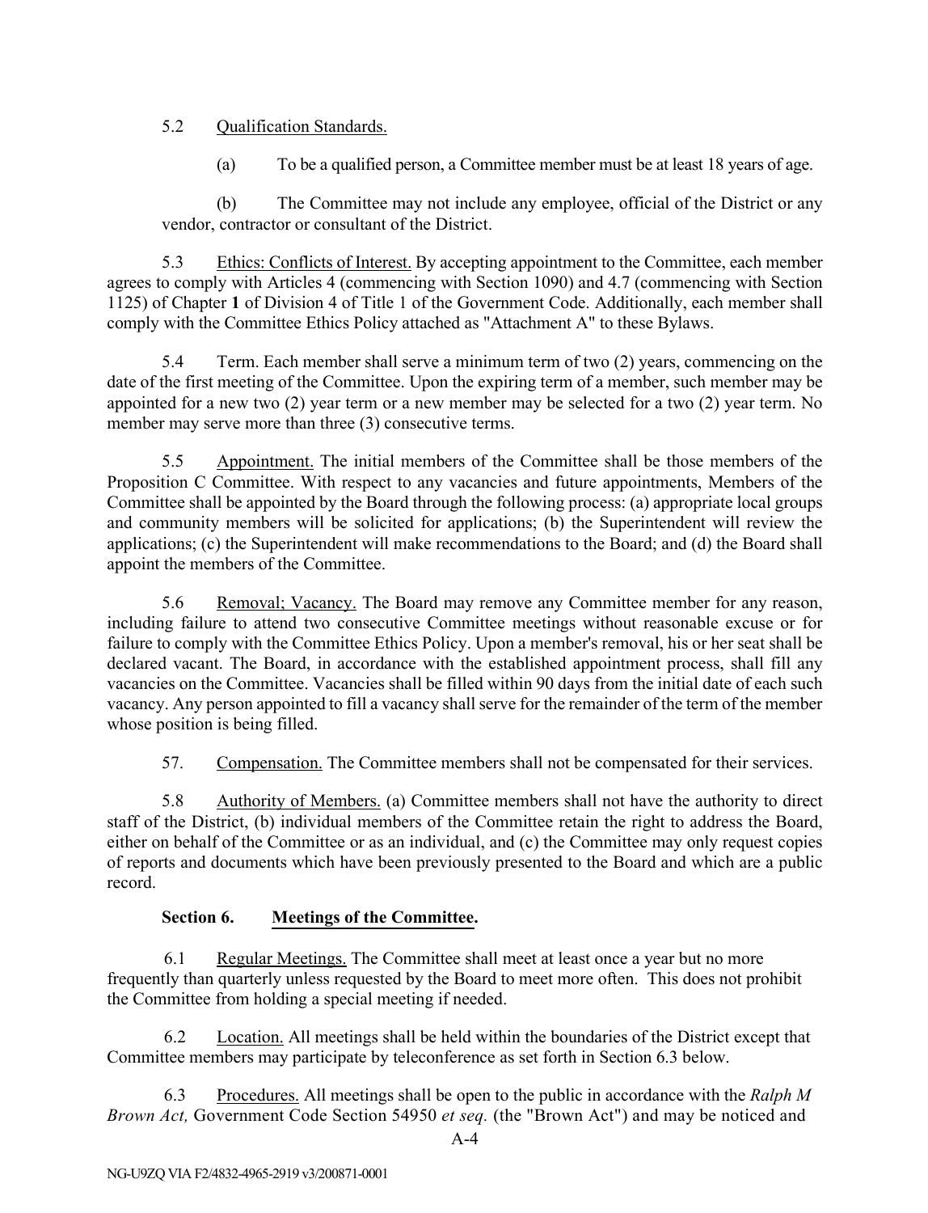5.2 Qualification Standards.

(a) To be a qualified person, a Committee member must be at least 18 years of age.

(b) The Committee may not include any employee, official of the District or any vendor, contractor or consultant of the District.

5.3 Ethics: Conflicts of Interest. By accepting appointment to the Committee, each member agrees to comply with Articles 4 (commencing with Section 1090) and 4.7 (commencing with Section 1125) of Chapter **1** of Division 4 of Title 1 of the Government Code. Additionally, each member shall comply with the Committee Ethics Policy attached as "Attachment A" to these Bylaws.

5.4 Term. Each member shall serve a minimum term of two (2) years, commencing on the date of the first meeting of the Committee. Upon the expiring term of a member, such member may be appointed for a new two (2) year term or a new member may be selected for a two (2) year term. No member may serve more than three (3) consecutive terms.

5.5 Appointment. The initial members of the Committee shall be those members of the Proposition C Committee. With respect to any vacancies and future appointments, Members of the Committee shall be appointed by the Board through the following process: (a) appropriate local groups and community members will be solicited for applications; (b) the Superintendent will review the applications; (c) the Superintendent will make recommendations to the Board; and (d) the Board shall appoint the members of the Committee.

5.6 Removal; Vacancy. The Board may remove any Committee member for any reason, including failure to attend two consecutive Committee meetings without reasonable excuse or for failure to comply with the Committee Ethics Policy. Upon a member's removal, his or her seat shall be declared vacant. The Board, in accordance with the established appointment process, shall fill any vacancies on the Committee. Vacancies shall be filled within 90 days from the initial date of each such vacancy. Any person appointed to fill a vacancy shall serve for the remainder of the term of the member whose position is being filled.

57. Compensation. The Committee members shall not be compensated for their services.

5.8 Authority of Members. (a) Committee members shall not have the authority to direct staff of the District, (b) individual members of the Committee retain the right to address the Board, either on behalf of the Committee or as an individual, and (c) the Committee may only request copies of reports and documents which have been previously presented to the Board and which are a public record.

**Section 6. Meetings of the Committee.**

6.1 Regular Meetings. The Committee shall meet at least once a year but no more frequently than quarterly unless requested by the Board to meet more often. This does not prohibit the Committee from holding a special meeting if needed.

6.2 Location. All meetings shall be held within the boundaries of the District except that Committee members may participate by teleconference as set forth in Section 6.3 below.

6.3 Procedures. All meetings shall be open to the public in accordance with the *Ralph M Brown Act,* Government Code Section 54950 *et seq.* (the "Brown Act") and may be noticed and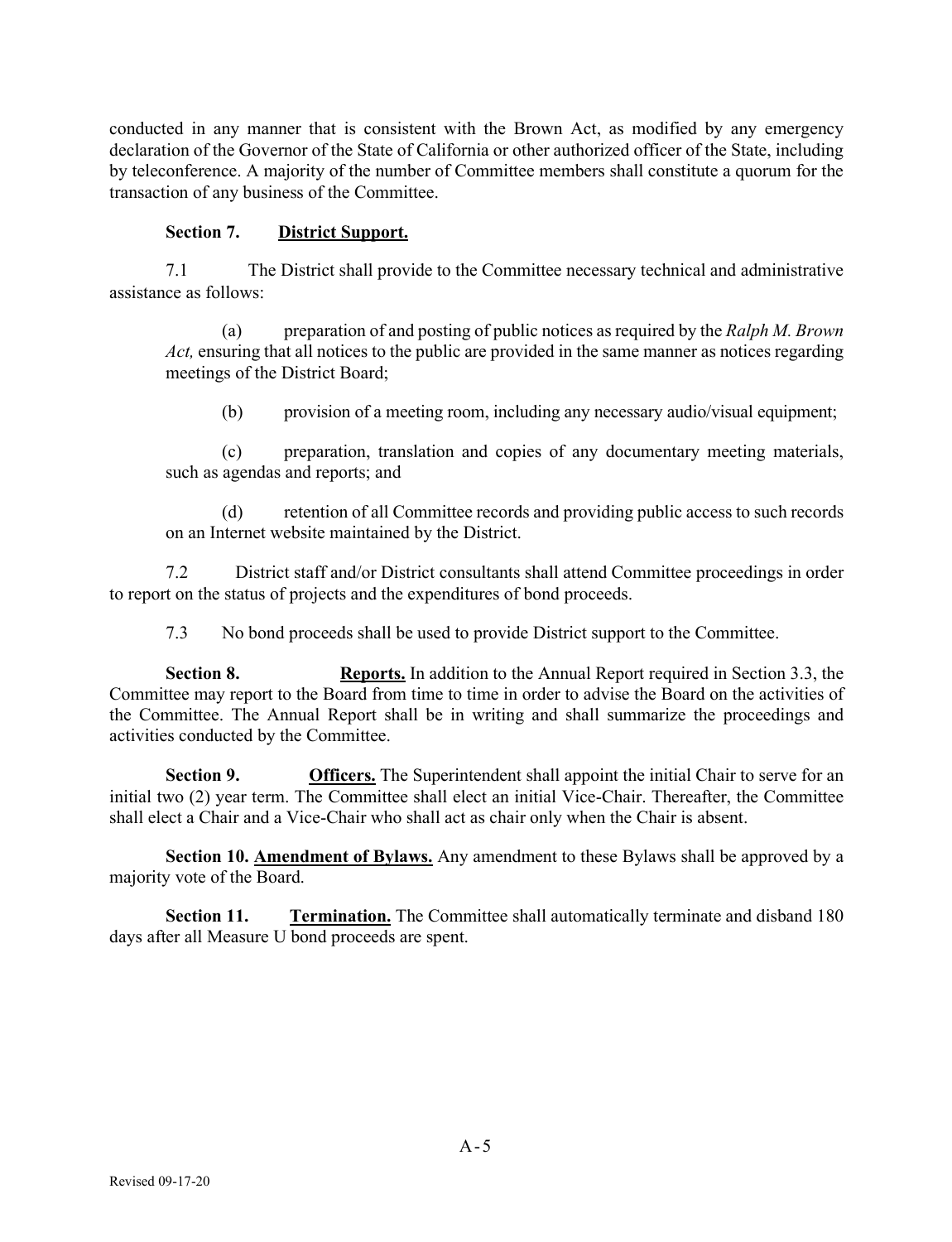conducted in any manner that is consistent with the Brown Act, as modified by any emergency declaration of the Governor of the State of California or other authorized officer of the State, including by teleconference. A majority of the number of Committee members shall constitute a quorum for the transaction of any business of the Committee.

**Section 7. District Support.**

7.1 The District shall provide to the Committee necessary technical and administrative assistance as follows:

(a) preparation of and posting of public notices as required by the *Ralph M. Brown Act,* ensuring that all notices to the public are provided in the same manner as notices regarding meetings of the District Board;

(b) provision of a meeting room, including any necessary audio/visual equipment;

(c) preparation, translation and copies of any documentary meeting materials, such as agendas and reports; and

(d) retention of all Committee records and providing public access to such records on an Internet website maintained by the District.

7.2 District staff and/or District consultants shall attend Committee proceedings in order to report on the status of projects and the expenditures of bond proceeds.

7.3 No bond proceeds shall be used to provide District support to the Committee.

**Section 8. Reports.** In addition to the Annual Report required in Section 3.3, the Committee may report to the Board from time to time in order to advise the Board on the activities of the Committee. The Annual Report shall be in writing and shall summarize the proceedings and activities conducted by the Committee.

**Section 9. Officers.** The Superintendent shall appoint the initial Chair to serve for an initial two (2) year term. The Committee shall elect an initial Vice-Chair. Thereafter, the Committee shall elect a Chair and a Vice-Chair who shall act as chair only when the Chair is absent.

**Section 10. Amendment of Bylaws.** Any amendment to these Bylaws shall be approved by a majority vote of the Board.

**Section 11. Termination.** The Committee shall automatically terminate and disband 180 days after all Measure U bond proceeds are spent.